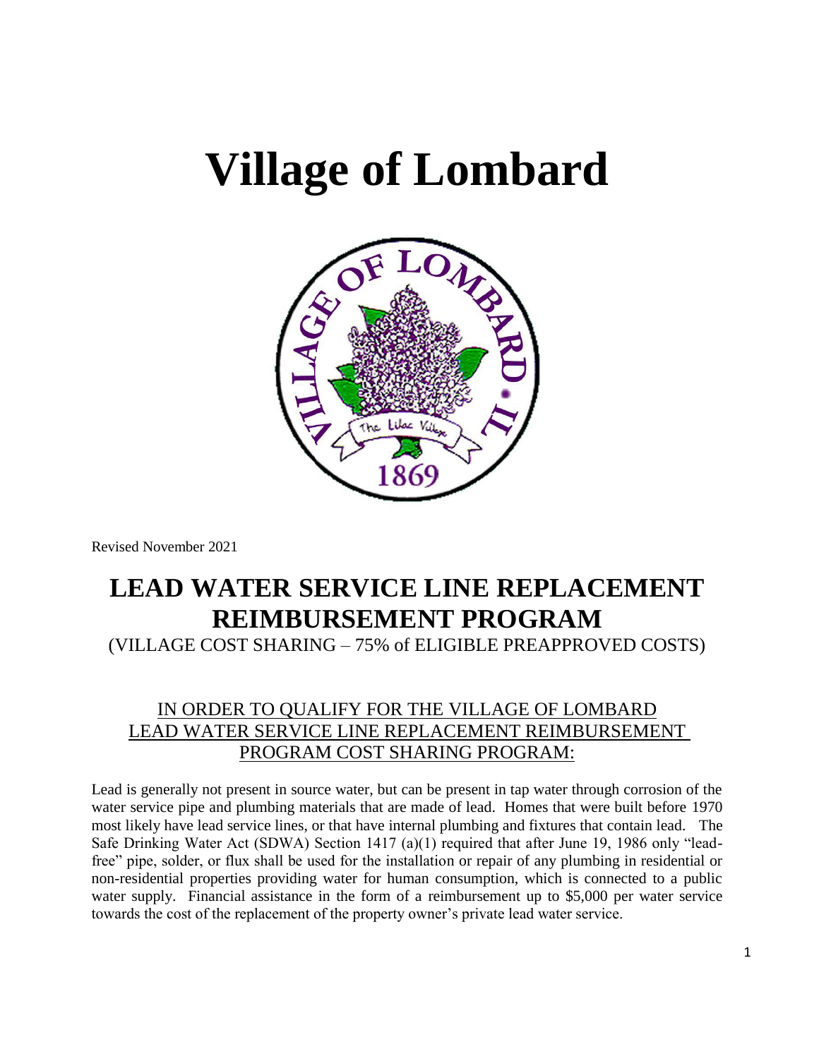# Village of Lombard

Revised November 2021

## LEAD WATER SERVICE LINE REPLACEMENT REIMBURSEMENT PROGRAM

(VILLAGE COST SHARING – 75% of ELIGIBLE PREAPPROVED COSTS)

### IN ORDER TO QUALIFY FOR THE VILLAGE OF LOMBARD LEAD WATER SERVICE LINE REPLACEMENT REIMBURSEMENT PROGRAM COST SHARING PROGRAM:

Lead is generally not present in source water, but can be present in tap water through corrosion of the water service pipe and plumbing materials that are made of lead. Homes that were built before 1970 most likely have lead service lines, or that have internal plumbing and fixtures that contain lead. The Safe Drinking Water Act (SDWA) Section 1417 (a)(1) required that after June 19, 1986 only "lead-free" pipe, solder, or flux shall be used for the installation or repair of any plumbing in residential or non-residential properties providing water for human consumption, which is connected to a public water supply. Financial assistance in the form of a reimbursement up to $5,000 per water service towards the cost of the replacement of the property owner's private lead water service.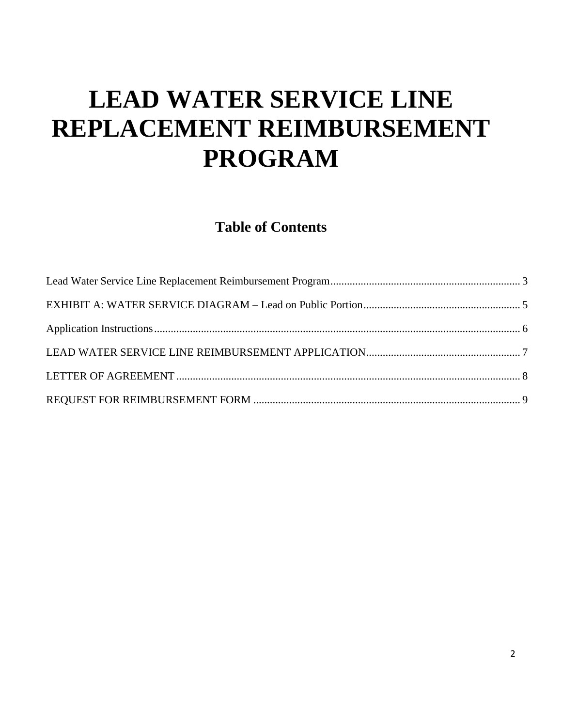# LEAD WATER SERVICE LINE REPLACEMENT REIMBURSEMENT PROGRAM

## Table of Contents

Lead Water Service Line Replacement Reimbursement Program.................................................................... 3

EXHIBIT A: WATER SERVICE DIAGRAM – Lead on Public Portion......................................................... 5

Application Instructions.................................................................................................................................. 6

LEAD WATER SERVICE LINE REIMBURSEMENT APPLICATION........................................................ 7

LETTER OF AGREEMENT ........................................................................................................................... 8

REQUEST FOR REIMBURSEMENT FORM ................................................................................................ 9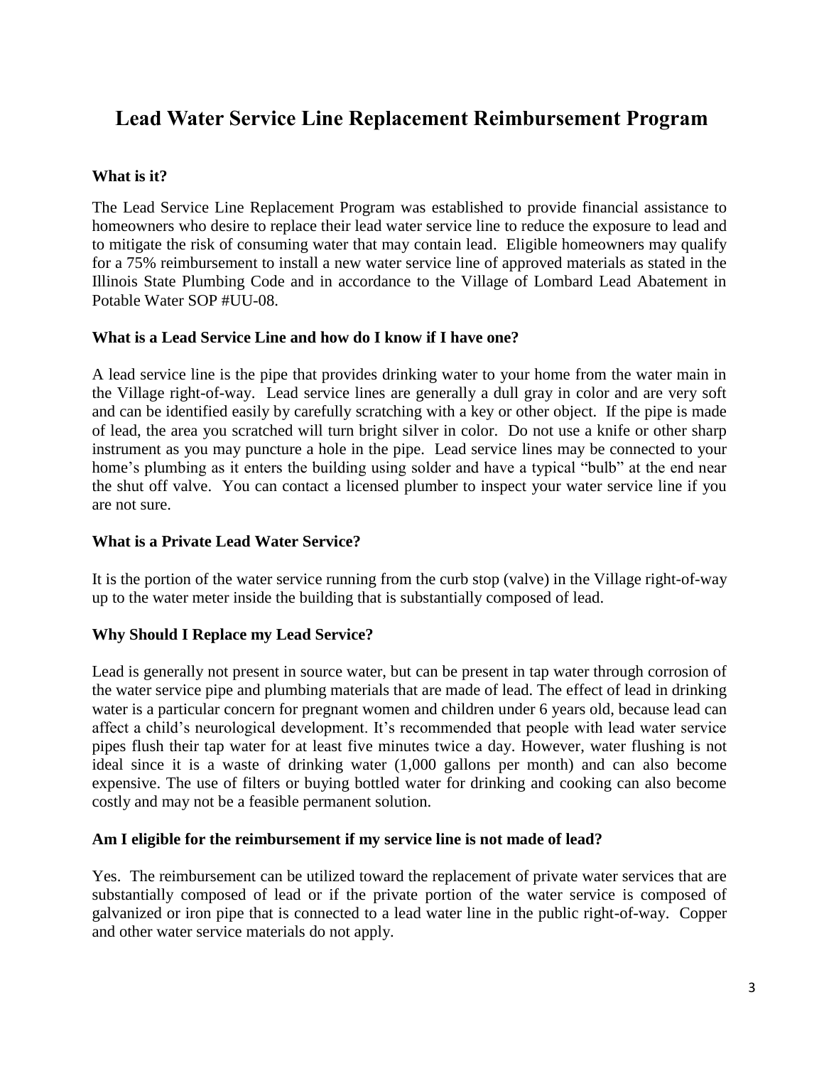# Lead Water Service Line Replacement Reimbursement Program

**What is it?**

The Lead Service Line Replacement Program was established to provide financial assistance to homeowners who desire to replace their lead water service line to reduce the exposure to lead and to mitigate the risk of consuming water that may contain lead. Eligible homeowners may qualify for a 75% reimbursement to install a new water service line of approved materials as stated in the Illinois State Plumbing Code and in accordance to the Village of Lombard Lead Abatement in Potable Water SOP #UU-08.

**What is a Lead Service Line and how do I know if I have one?**

A lead service line is the pipe that provides drinking water to your home from the water main in the Village right-of-way. Lead service lines are generally a dull gray in color and are very soft and can be identified easily by carefully scratching with a key or other object. If the pipe is made of lead, the area you scratched will turn bright silver in color. Do not use a knife or other sharp instrument as you may puncture a hole in the pipe. Lead service lines may be connected to your home's plumbing as it enters the building using solder and have a typical "bulb" at the end near the shut off valve. You can contact a licensed plumber to inspect your water service line if you are not sure.

**What is a Private Lead Water Service?**

It is the portion of the water service running from the curb stop (valve) in the Village right-of-way up to the water meter inside the building that is substantially composed of lead.

**Why Should I Replace my Lead Service?**

Lead is generally not present in source water, but can be present in tap water through corrosion of the water service pipe and plumbing materials that are made of lead. The effect of lead in drinking water is a particular concern for pregnant women and children under 6 years old, because lead can affect a child's neurological development. It's recommended that people with lead water service pipes flush their tap water for at least five minutes twice a day. However, water flushing is not ideal since it is a waste of drinking water (1,000 gallons per month) and can also become expensive. The use of filters or buying bottled water for drinking and cooking can also become costly and may not be a feasible permanent solution.

**Am I eligible for the reimbursement if my service line is not made of lead?**

Yes. The reimbursement can be utilized toward the replacement of private water services that are substantially composed of lead or if the private portion of the water service is composed of galvanized or iron pipe that is connected to a lead water line in the public right-of-way. Copper and other water service materials do not apply.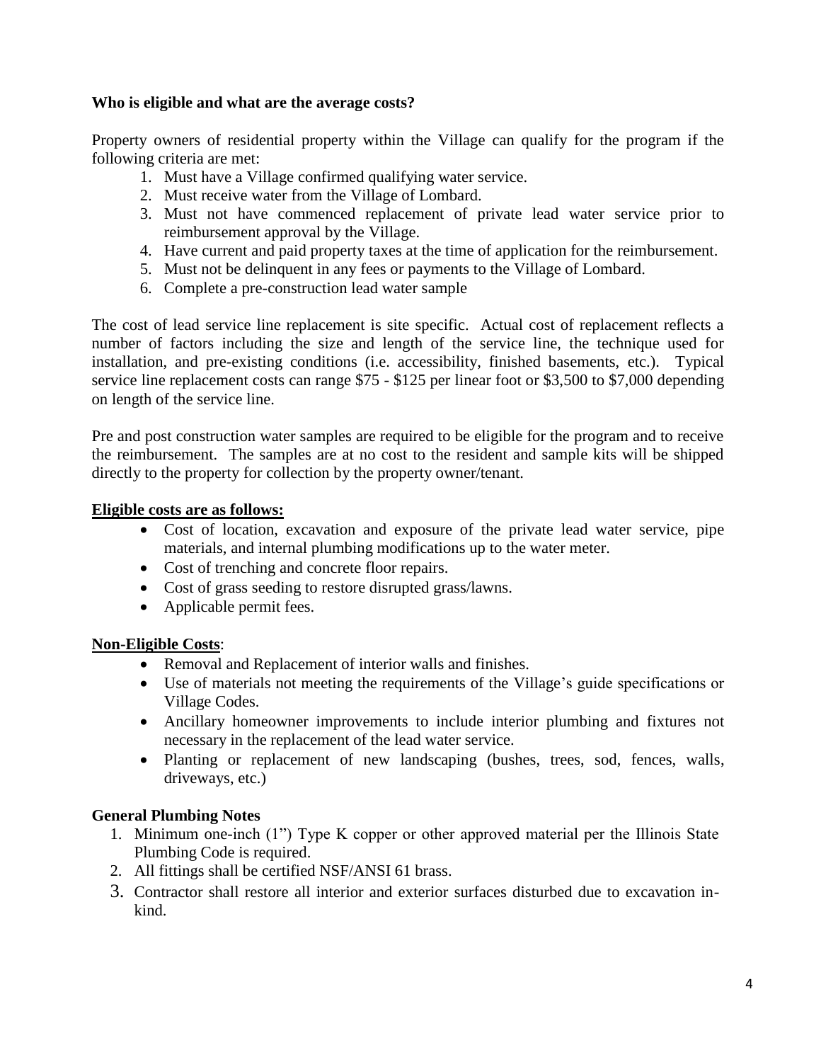**Who is eligible and what are the average costs?**

Property owners of residential property within the Village can qualify for the program if the following criteria are met:

1. Must have a Village confirmed qualifying water service.
2. Must receive water from the Village of Lombard.
3. Must not have commenced replacement of private lead water service prior to reimbursement approval by the Village.
4. Have current and paid property taxes at the time of application for the reimbursement.
5. Must not be delinquent in any fees or payments to the Village of Lombard.
6. Complete a pre-construction lead water sample

The cost of lead service line replacement is site specific. Actual cost of replacement reflects a number of factors including the size and length of the service line, the technique used for installation, and pre-existing conditions (i.e. accessibility, finished basements, etc.). Typical service line replacement costs can range $75 - $125 per linear foot or $3,500 to $7,000 depending on length of the service line.

Pre and post construction water samples are required to be eligible for the program and to receive the reimbursement. The samples are at no cost to the resident and sample kits will be shipped directly to the property for collection by the property owner/tenant.

**Eligible costs are as follows:**

- Cost of location, excavation and exposure of the private lead water service, pipe materials, and internal plumbing modifications up to the water meter.
- Cost of trenching and concrete floor repairs.
- Cost of grass seeding to restore disrupted grass/lawns.
- Applicable permit fees.

**Non-Eligible Costs**:

- Removal and Replacement of interior walls and finishes.
- Use of materials not meeting the requirements of the Village's guide specifications or Village Codes.
- Ancillary homeowner improvements to include interior plumbing and fixtures not necessary in the replacement of the lead water service.
- Planting or replacement of new landscaping (bushes, trees, sod, fences, walls, driveways, etc.)

**General Plumbing Notes**

1. Minimum one-inch (1") Type K copper or other approved material per the Illinois State Plumbing Code is required.
2. All fittings shall be certified NSF/ANSI 61 brass.
3. Contractor shall restore all interior and exterior surfaces disturbed due to excavation in-kind.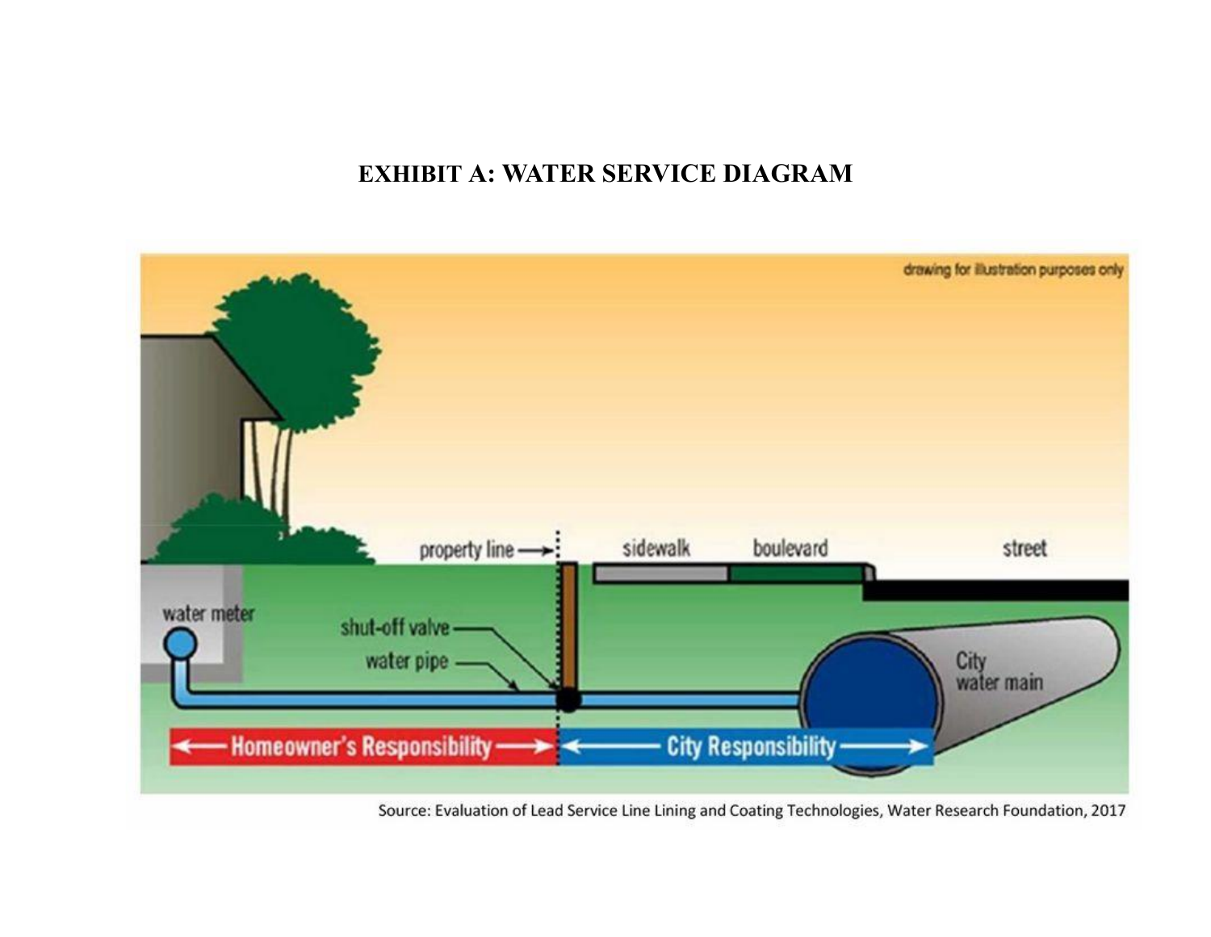# EXHIBIT A: WATER SERVICE DIAGRAM

drawing for illustration purposes only

property line

sidewalk

boulevard

street

water meter

shut-off valve

water pipe

City water main

Homeowner's Responsibility

City Responsibility

Source: Evaluation of Lead Service Line Lining and Coating Technologies, Water Research Foundation, 2017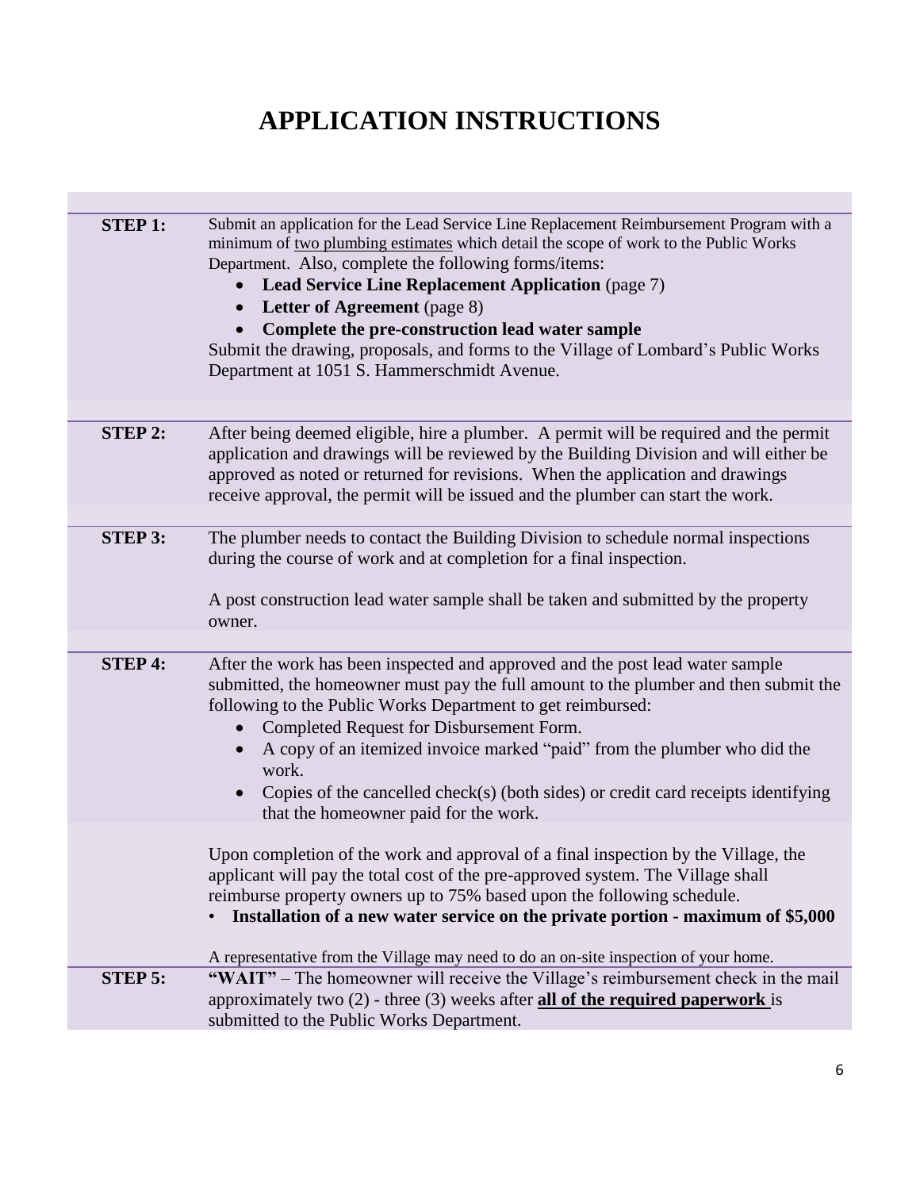# APPLICATION INSTRUCTIONS

**STEP 1:** Submit an application for the Lead Service Line Replacement Reimbursement Program with a minimum of two plumbing estimates which detail the scope of work to the Public Works Department. Also, complete the following forms/items:

- **Lead Service Line Replacement Application** (page 7)
- **Letter of Agreement** (page 8)
- **Complete the pre-construction lead water sample**

Submit the drawing, proposals, and forms to the Village of Lombard's Public Works Department at 1051 S. Hammerschmidt Avenue.

**STEP 2:** After being deemed eligible, hire a plumber. A permit will be required and the permit application and drawings will be reviewed by the Building Division and will either be approved as noted or returned for revisions. When the application and drawings receive approval, the permit will be issued and the plumber can start the work.

**STEP 3:** The plumber needs to contact the Building Division to schedule normal inspections during the course of work and at completion for a final inspection.

A post construction lead water sample shall be taken and submitted by the property owner.

**STEP 4:** After the work has been inspected and approved and the post lead water sample submitted, the homeowner must pay the full amount to the plumber and then submit the following to the Public Works Department to get reimbursed:

- Completed Request for Disbursement Form.
- A copy of an itemized invoice marked "paid" from the plumber who did the work.
- Copies of the cancelled check(s) (both sides) or credit card receipts identifying that the homeowner paid for the work.

Upon completion of the work and approval of a final inspection by the Village, the applicant will pay the total cost of the pre-approved system. The Village shall reimburse property owners up to 75% based upon the following schedule.

- **Installation of a new water service on the private portion - maximum of $5,000**

A representative from the Village may need to do an on-site inspection of your home.

**STEP 5:** **"WAIT"** – The homeowner will receive the Village's reimbursement check in the mail approximately two (2) - three (3) weeks after **all of the required paperwork** is submitted to the Public Works Department.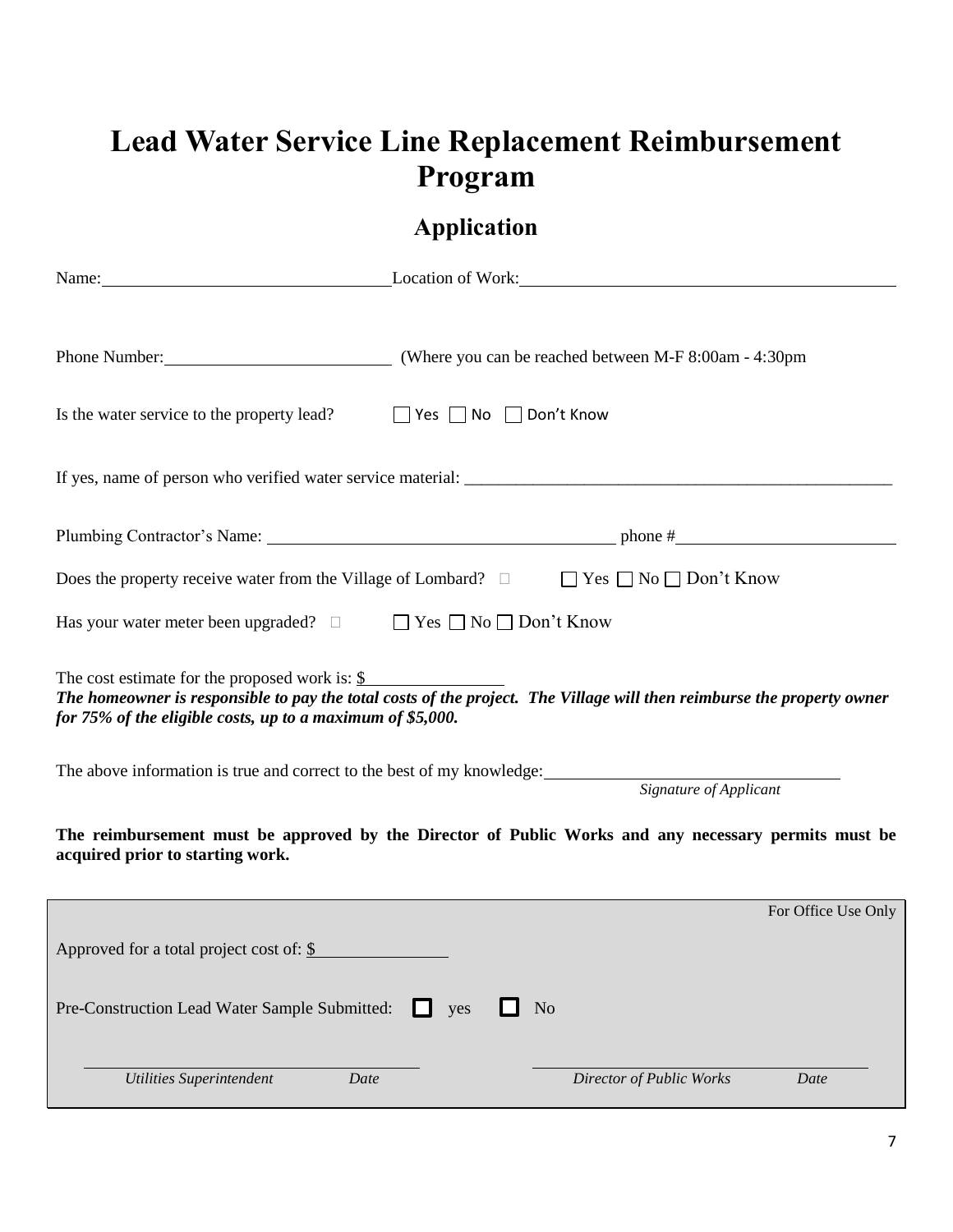# Lead Water Service Line Replacement Reimbursement Program

## Application

Name: ______________________________ Location of Work: ______________________________________

Phone Number: ________________________ (Where you can be reached between M-F 8:00am - 4:30pm

Is the water service to the property lead? ☐ Yes ☐ No ☐ Don't Know

If yes, name of person who verified water service material: ______________________________________________

Plumbing Contractor's Name: ____________________________________ phone # ______________________

Does the property receive water from the Village of Lombard? ☐ Yes ☐ No ☐ Don't Know

Has your water meter been upgraded? ☐ Yes ☐ No ☐ Don't Know

The cost estimate for the proposed work is: $ _______________

***The homeowner is responsible to pay the total costs of the project. The Village will then reimburse the property owner for 75% of the eligible costs, up to a maximum of $5,000.***

The above information is true and correct to the best of my knowledge: ______________________________

*Signature of Applicant*

**The reimbursement must be approved by the Director of Public Works and any necessary permits must be acquired prior to starting work.**

---

For Office Use Only

Approved for a total project cost of: $ _______________

Pre-Construction Lead Water Sample Submitted: ☐ yes ☐ No

______________________________ ______________________________

*Utilities Superintendent* *Date* *Director of Public Works* *Date*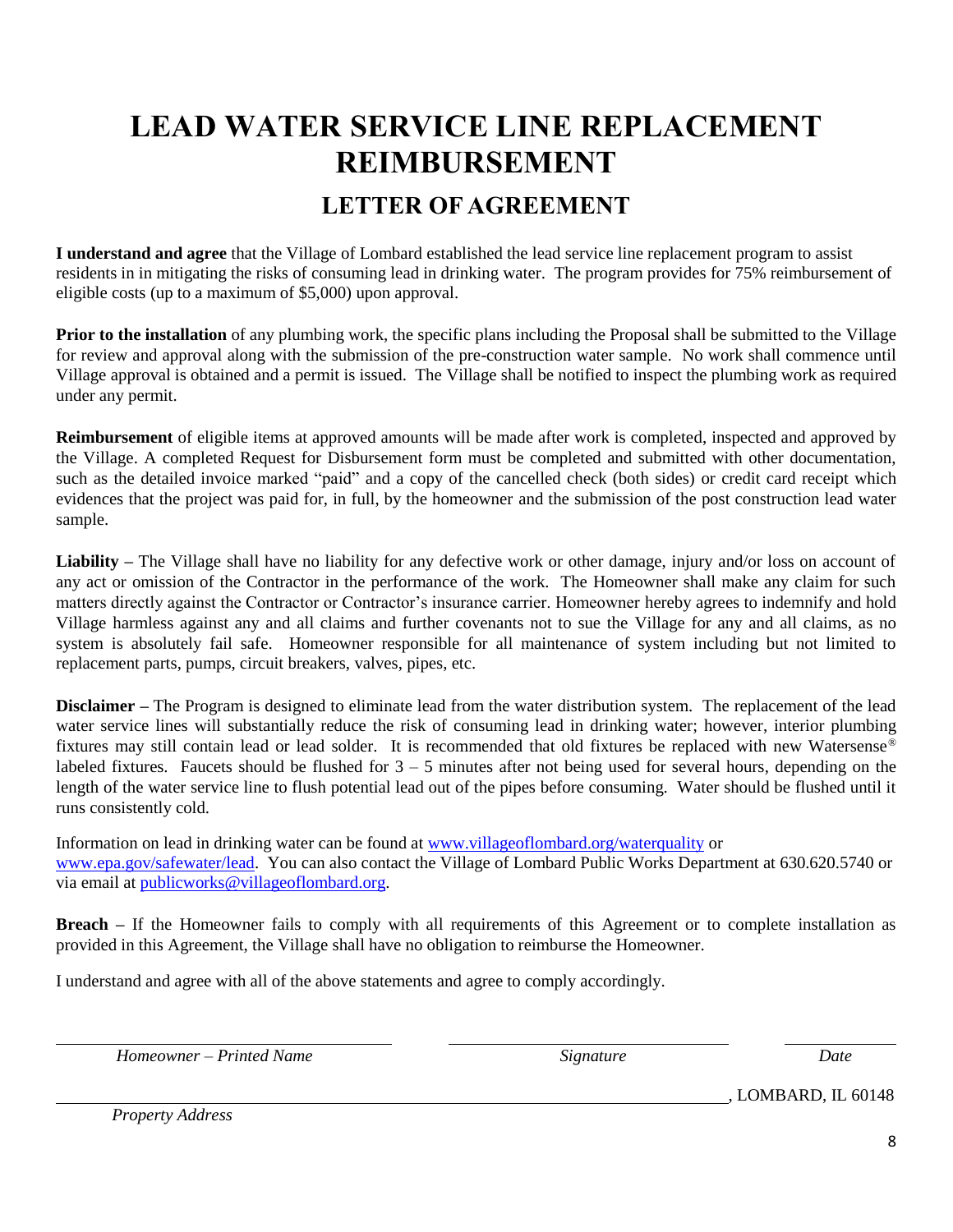# LEAD WATER SERVICE LINE REPLACEMENT REIMBURSEMENT

## LETTER OF AGREEMENT

**I understand and agree** that the Village of Lombard established the lead service line replacement program to assist residents in in mitigating the risks of consuming lead in drinking water. The program provides for 75% reimbursement of eligible costs (up to a maximum of $5,000) upon approval.

**Prior to the installation** of any plumbing work, the specific plans including the Proposal shall be submitted to the Village for review and approval along with the submission of the pre-construction water sample. No work shall commence until Village approval is obtained and a permit is issued. The Village shall be notified to inspect the plumbing work as required under any permit.

**Reimbursement** of eligible items at approved amounts will be made after work is completed, inspected and approved by the Village. A completed Request for Disbursement form must be completed and submitted with other documentation, such as the detailed invoice marked "paid" and a copy of the cancelled check (both sides) or credit card receipt which evidences that the project was paid for, in full, by the homeowner and the submission of the post construction lead water sample.

**Liability –** The Village shall have no liability for any defective work or other damage, injury and/or loss on account of any act or omission of the Contractor in the performance of the work. The Homeowner shall make any claim for such matters directly against the Contractor or Contractor's insurance carrier. Homeowner hereby agrees to indemnify and hold Village harmless against any and all claims and further covenants not to sue the Village for any and all claims, as no system is absolutely fail safe. Homeowner responsible for all maintenance of system including but not limited to replacement parts, pumps, circuit breakers, valves, pipes, etc.

**Disclaimer –** The Program is designed to eliminate lead from the water distribution system. The replacement of the lead water service lines will substantially reduce the risk of consuming lead in drinking water; however, interior plumbing fixtures may still contain lead or lead solder. It is recommended that old fixtures be replaced with new Watersense® labeled fixtures. Faucets should be flushed for 3 – 5 minutes after not being used for several hours, depending on the length of the water service line to flush potential lead out of the pipes before consuming. Water should be flushed until it runs consistently cold.

Information on lead in drinking water can be found at www.villageoflombard.org/waterquality or www.epa.gov/safewater/lead. You can also contact the Village of Lombard Public Works Department at 630.620.5740 or via email at publicworks@villageoflombard.org.

**Breach –** If the Homeowner fails to comply with all requirements of this Agreement or to complete installation as provided in this Agreement, the Village shall have no obligation to reimburse the Homeowner.

I understand and agree with all of the above statements and agree to comply accordingly.

______________________________ ______________________________ ______________
*Homeowner – Printed Name* *Signature* *Date*

__________________________________________________________, LOMBARD, IL 60148
*Property Address*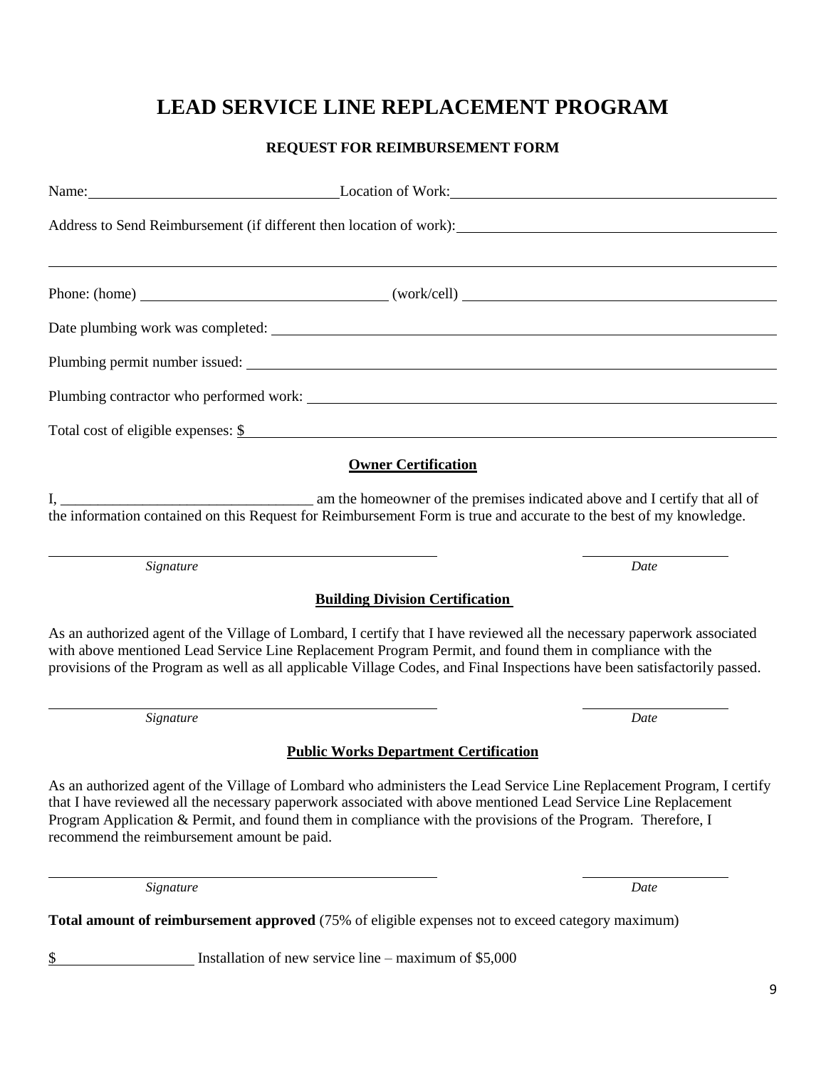# LEAD SERVICE LINE REPLACEMENT PROGRAM

**REQUEST FOR REIMBURSEMENT FORM**

Name: ______________________________ Location of Work: ________________________________________

Address to Send Reimbursement (if different then location of work): ________________________________________

_____________________________________________________________________________________________

Phone: (home) ______________________________ (work/cell) ________________________________________

Date plumbing work was completed: ____________________________________________________________

Plumbing permit number issued: ______________________________________________________________

Plumbing contractor who performed work: _______________________________________________________

Total cost of eligible expenses: $ ______________________________________________________________

**Owner Certification**

I, __________________________________ am the homeowner of the premises indicated above and I certify that all of the information contained on this Request for Reimbursement Form is true and accurate to the best of my knowledge.

_______________________________________ ____________________

*Signature* *Date*

**Building Division Certification**

As an authorized agent of the Village of Lombard, I certify that I have reviewed all the necessary paperwork associated with above mentioned Lead Service Line Replacement Program Permit, and found them in compliance with the provisions of the Program as well as all applicable Village Codes, and Final Inspections have been satisfactorily passed.

_______________________________________ ____________________

*Signature* *Date*

**Public Works Department Certification**

As an authorized agent of the Village of Lombard who administers the Lead Service Line Replacement Program, I certify that I have reviewed all the necessary paperwork associated with above mentioned Lead Service Line Replacement Program Application & Permit, and found them in compliance with the provisions of the Program. Therefore, I recommend the reimbursement amount be paid.

_______________________________________ ____________________

*Signature* *Date*

**Total amount of reimbursement approved** (75% of eligible expenses not to exceed category maximum)

$__________________ Installation of new service line – maximum of $5,000